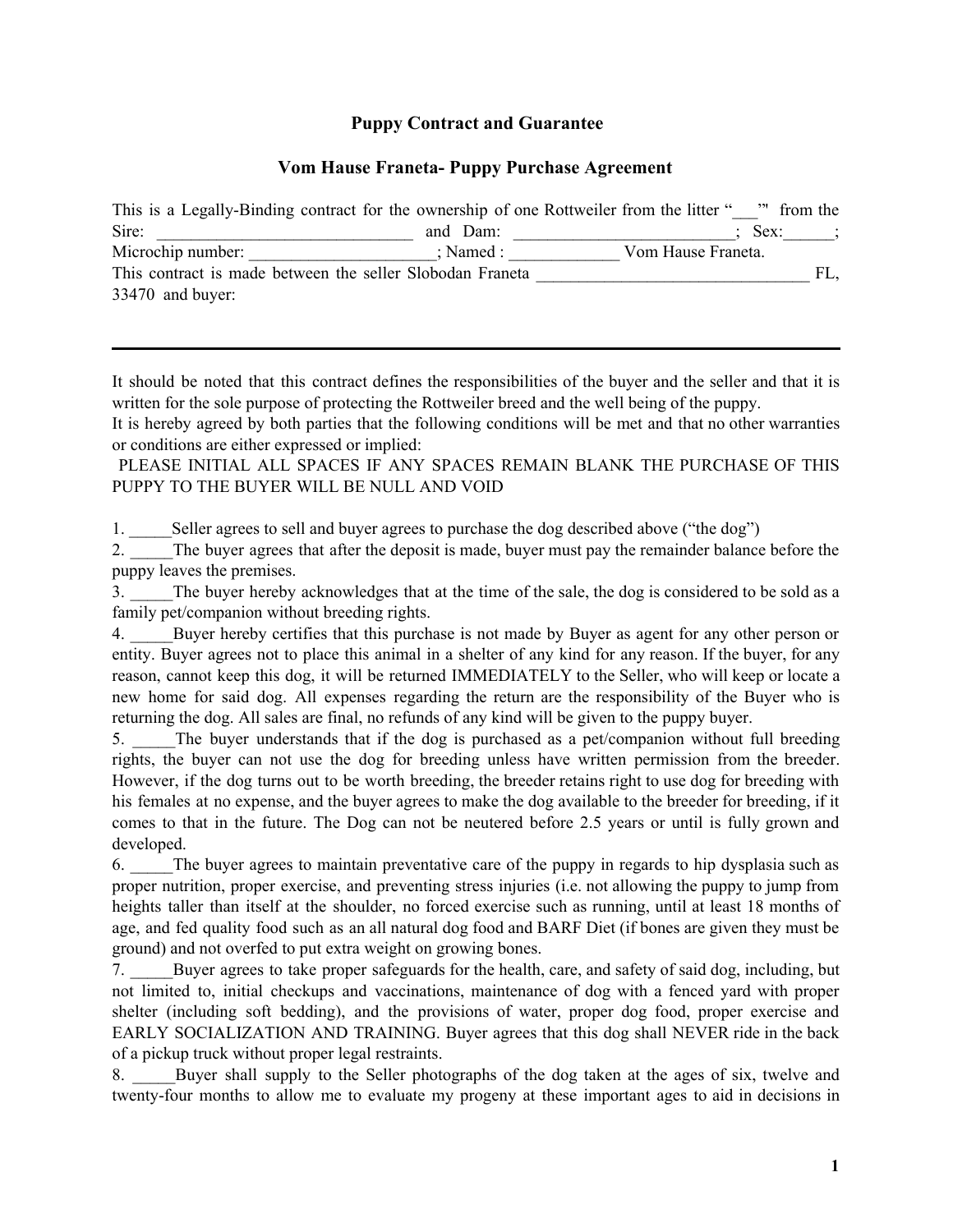## Puppy Contract and Guarantee

## Vom Hause Franeta- Puppy Purchase Agreement

This is a Legally-Binding contract for the ownership of one Rottweiler from the litter "___'" from the Sire: _______________________________ and Dam: ___________________________; Sex:______; Microchip number: ______________________; Named : _____________ Vom Hause Franeta.
This contract is made between the seller Slobodan Franeta _________________________________ FL, 33470 and buyer:

---

It should be noted that this contract defines the responsibilities of the buyer and the seller and that it is written for the sole purpose of protecting the Rottweiler breed and the well being of the puppy.
It is hereby agreed by both parties that the following conditions will be met and that no other warranties or conditions are either expressed or implied:
PLEASE INITIAL ALL SPACES IF ANY SPACES REMAIN BLANK THE PURCHASE OF THIS PUPPY TO THE BUYER WILL BE NULL AND VOID

1. _____Seller agrees to sell and buyer agrees to purchase the dog described above ("the dog")
2. _____The buyer agrees that after the deposit is made, buyer must pay the remainder balance before the puppy leaves the premises.
3. _____The buyer hereby acknowledges that at the time of the sale, the dog is considered to be sold as a family pet/companion without breeding rights.
4. _____Buyer hereby certifies that this purchase is not made by Buyer as agent for any other person or entity. Buyer agrees not to place this animal in a shelter of any kind for any reason. If the buyer, for any reason, cannot keep this dog, it will be returned IMMEDIATELY to the Seller, who will keep or locate a new home for said dog. All expenses regarding the return are the responsibility of the Buyer who is returning the dog. All sales are final, no refunds of any kind will be given to the puppy buyer.
5. _____The buyer understands that if the dog is purchased as a pet/companion without full breeding rights, the buyer can not use the dog for breeding unless have written permission from the breeder. However, if the dog turns out to be worth breeding, the breeder retains right to use dog for breeding with his females at no expense, and the buyer agrees to make the dog available to the breeder for breeding, if it comes to that in the future. The Dog can not be neutered before 2.5 years or until is fully grown and developed.
6. _____The buyer agrees to maintain preventative care of the puppy in regards to hip dysplasia such as proper nutrition, proper exercise, and preventing stress injuries (i.e. not allowing the puppy to jump from heights taller than itself at the shoulder, no forced exercise such as running, until at least 18 months of age, and fed quality food such as an all natural dog food and BARF Diet (if bones are given they must be ground) and not overfed to put extra weight on growing bones.
7. _____Buyer agrees to take proper safeguards for the health, care, and safety of said dog, including, but not limited to, initial checkups and vaccinations, maintenance of dog with a fenced yard with proper shelter (including soft bedding), and the provisions of water, proper dog food, proper exercise and EARLY SOCIALIZATION AND TRAINING. Buyer agrees that this dog shall NEVER ride in the back of a pickup truck without proper legal restraints.
8. _____Buyer shall supply to the Seller photographs of the dog taken at the ages of six, twelve and twenty-four months to allow me to evaluate my progeny at these important ages to aid in decisions in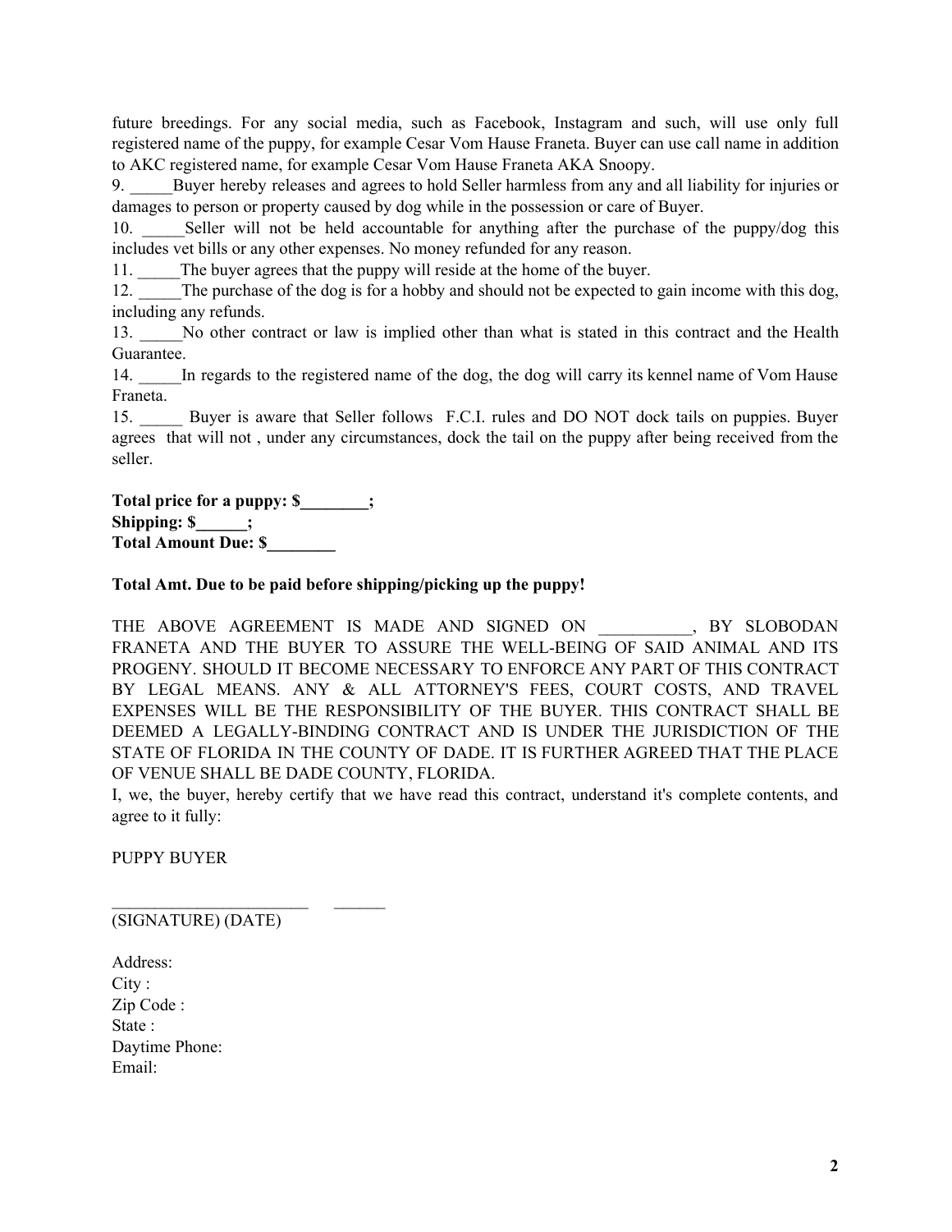future breedings. For any social media, such as Facebook, Instagram and such, will use only full registered name of the puppy, for example Cesar Vom Hause Franeta. Buyer can use call name in addition to AKC registered name, for example Cesar Vom Hause Franeta AKA Snoopy.

9. _____Buyer hereby releases and agrees to hold Seller harmless from any and all liability for injuries or damages to person or property caused by dog while in the possession or care of Buyer.

10. _____Seller will not be held accountable for anything after the purchase of the puppy/dog this includes vet bills or any other expenses. No money refunded for any reason.

11. _____The buyer agrees that the puppy will reside at the home of the buyer.

12. _____The purchase of the dog is for a hobby and should not be expected to gain income with this dog, including any refunds.

13. _____No other contract or law is implied other than what is stated in this contract and the Health Guarantee.

14. _____In regards to the registered name of the dog, the dog will carry its kennel name of Vom Hause Franeta.

15. _____ Buyer is aware that Seller follows F.C.I. rules and DO NOT dock tails on puppies. Buyer agrees that will not , under any circumstances, dock the tail on the puppy after being received from the seller.

**Total price for a puppy: $________;**
**Shipping: $______;**
**Total Amount Due: $________**

**Total Amt. Due to be paid before shipping/picking up the puppy!**

THE ABOVE AGREEMENT IS MADE AND SIGNED ON ___________, BY SLOBODAN FRANETA AND THE BUYER TO ASSURE THE WELL-BEING OF SAID ANIMAL AND ITS PROGENY. SHOULD IT BECOME NECESSARY TO ENFORCE ANY PART OF THIS CONTRACT BY LEGAL MEANS. ANY & ALL ATTORNEY'S FEES, COURT COSTS, AND TRAVEL EXPENSES WILL BE THE RESPONSIBILITY OF THE BUYER. THIS CONTRACT SHALL BE DEEMED A LEGALLY-BINDING CONTRACT AND IS UNDER THE JURISDICTION OF THE STATE OF FLORIDA IN THE COUNTY OF DADE. IT IS FURTHER AGREED THAT THE PLACE OF VENUE SHALL BE DADE COUNTY, FLORIDA.

I, we, the buyer, hereby certify that we have read this contract, understand it's complete contents, and agree to it fully:

PUPPY BUYER

_______________________ ______
(SIGNATURE) (DATE)

Address:
City :
Zip Code :
State :
Daytime Phone:
Email: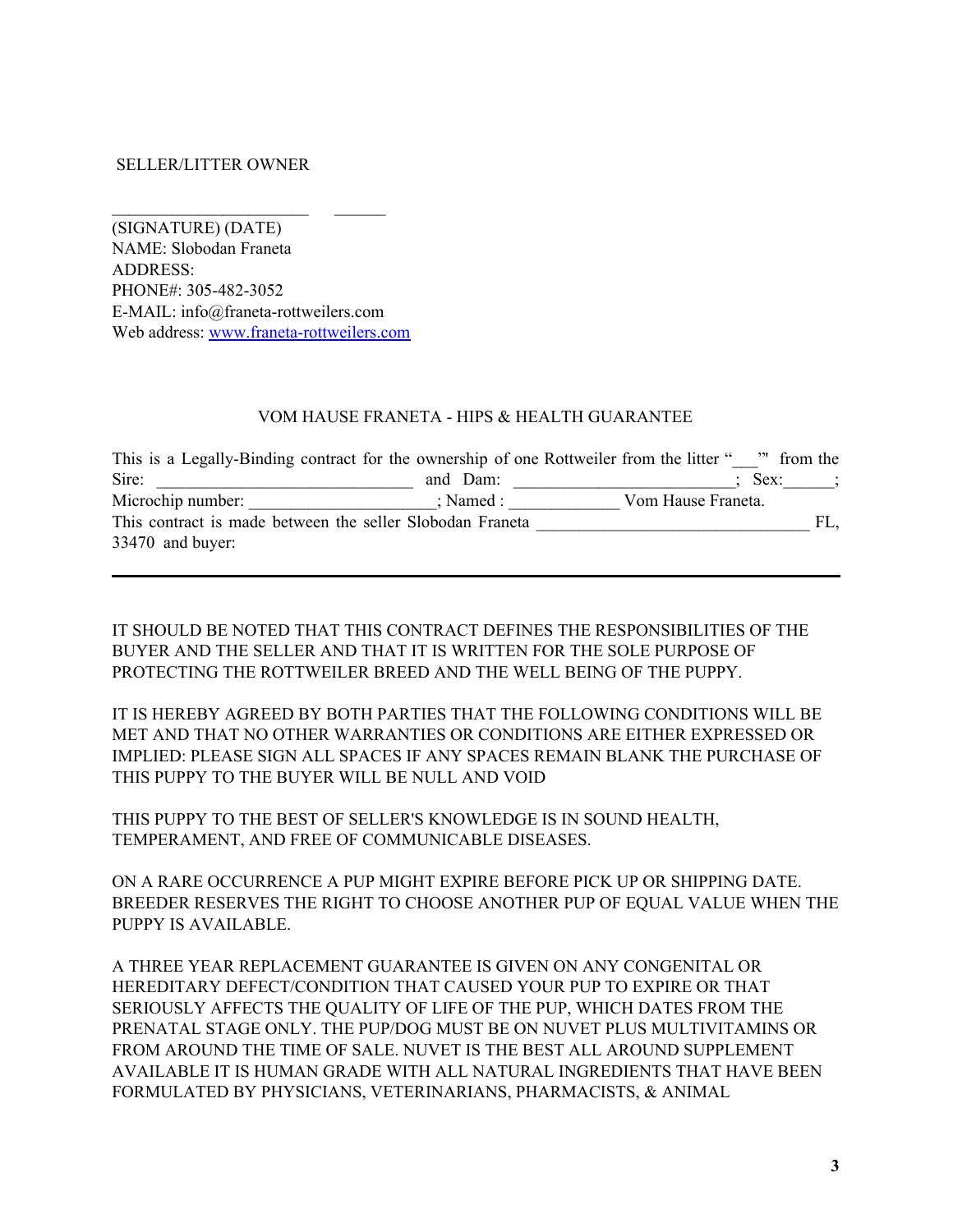SELLER/LITTER OWNER

______________________ ______

(SIGNATURE) (DATE)
NAME: Slobodan Franeta
ADDRESS:
PHONE#: 305-482-3052
E-MAIL: info@franeta-rottweilers.com
Web address: www.franeta-rottweilers.com

VOM HAUSE FRANETA - HIPS & HEALTH GUARANTEE

This is a Legally-Binding contract for the ownership of one Rottweiler from the litter "___"' from the Sire: ______________________________ and Dam: _________________________; Sex:______; Microchip number: _____________________; Named : _____________ Vom Hause Franeta.
This contract is made between the seller Slobodan Franeta _______________________________ FL, 33470 and buyer:

---

IT SHOULD BE NOTED THAT THIS CONTRACT DEFINES THE RESPONSIBILITIES OF THE BUYER AND THE SELLER AND THAT IT IS WRITTEN FOR THE SOLE PURPOSE OF PROTECTING THE ROTTWEILER BREED AND THE WELL BEING OF THE PUPPY.

IT IS HEREBY AGREED BY BOTH PARTIES THAT THE FOLLOWING CONDITIONS WILL BE MET AND THAT NO OTHER WARRANTIES OR CONDITIONS ARE EITHER EXPRESSED OR IMPLIED: PLEASE SIGN ALL SPACES IF ANY SPACES REMAIN BLANK THE PURCHASE OF THIS PUPPY TO THE BUYER WILL BE NULL AND VOID

THIS PUPPY TO THE BEST OF SELLER'S KNOWLEDGE IS IN SOUND HEALTH, TEMPERAMENT, AND FREE OF COMMUNICABLE DISEASES.

ON A RARE OCCURRENCE A PUP MIGHT EXPIRE BEFORE PICK UP OR SHIPPING DATE. BREEDER RESERVES THE RIGHT TO CHOOSE ANOTHER PUP OF EQUAL VALUE WHEN THE PUPPY IS AVAILABLE.

A THREE YEAR REPLACEMENT GUARANTEE IS GIVEN ON ANY CONGENITAL OR HEREDITARY DEFECT/CONDITION THAT CAUSED YOUR PUP TO EXPIRE OR THAT SERIOUSLY AFFECTS THE QUALITY OF LIFE OF THE PUP, WHICH DATES FROM THE PRENATAL STAGE ONLY. THE PUP/DOG MUST BE ON NUVET PLUS MULTIVITAMINS OR FROM AROUND THE TIME OF SALE. NUVET IS THE BEST ALL AROUND SUPPLEMENT AVAILABLE IT IS HUMAN GRADE WITH ALL NATURAL INGREDIENTS THAT HAVE BEEN FORMULATED BY PHYSICIANS, VETERINARIANS, PHARMACISTS, & ANIMAL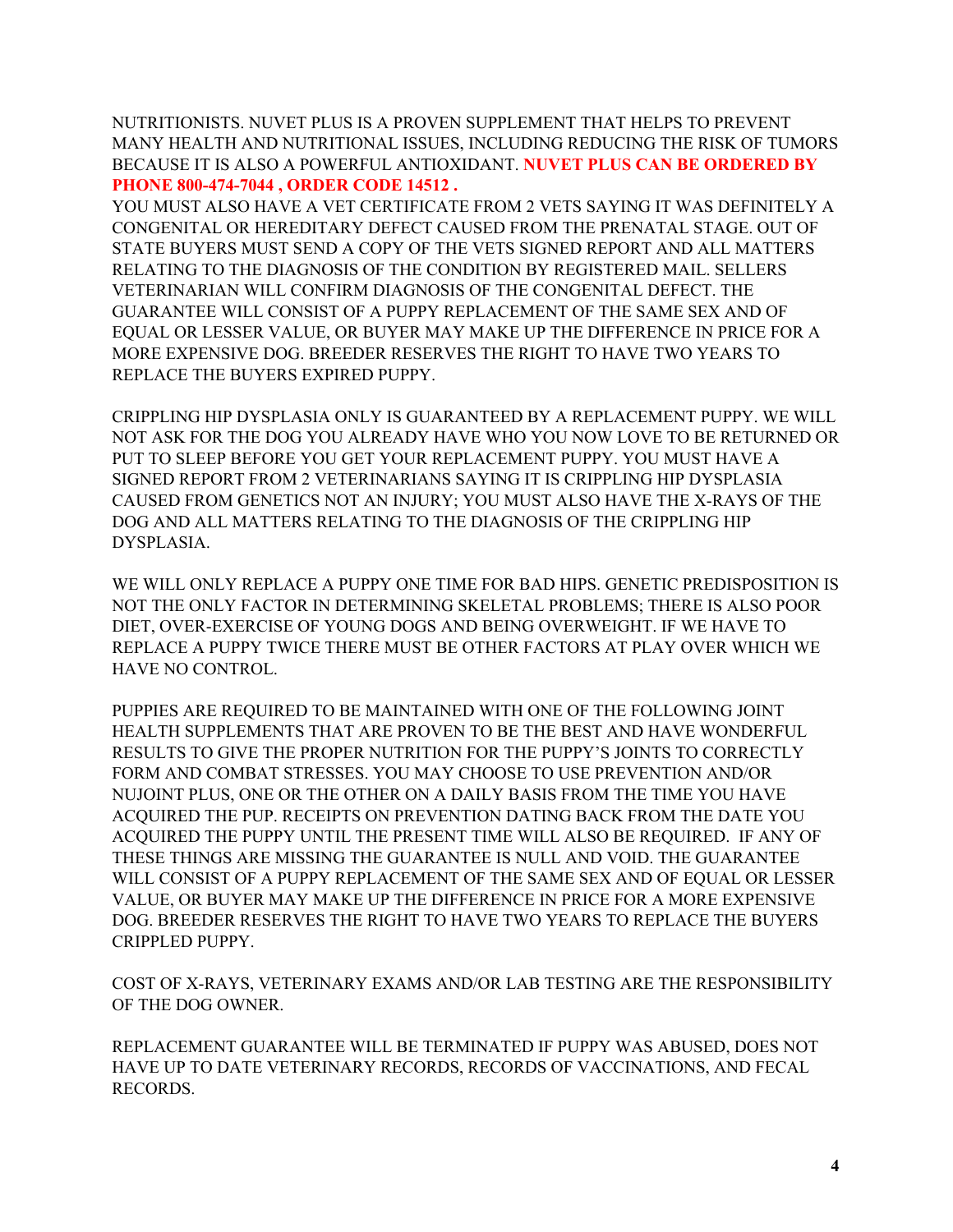NUTRITIONISTS. NUVET PLUS IS A PROVEN SUPPLEMENT THAT HELPS TO PREVENT MANY HEALTH AND NUTRITIONAL ISSUES, INCLUDING REDUCING THE RISK OF TUMORS BECAUSE IT IS ALSO A POWERFUL ANTIOXIDANT. **NUVET PLUS CAN BE ORDERED BY PHONE 800-474-7044 , ORDER CODE 14512 .**

YOU MUST ALSO HAVE A VET CERTIFICATE FROM 2 VETS SAYING IT WAS DEFINITELY A CONGENITAL OR HEREDITARY DEFECT CAUSED FROM THE PRENATAL STAGE. OUT OF STATE BUYERS MUST SEND A COPY OF THE VETS SIGNED REPORT AND ALL MATTERS RELATING TO THE DIAGNOSIS OF THE CONDITION BY REGISTERED MAIL. SELLERS VETERINARIAN WILL CONFIRM DIAGNOSIS OF THE CONGENITAL DEFECT. THE GUARANTEE WILL CONSIST OF A PUPPY REPLACEMENT OF THE SAME SEX AND OF EQUAL OR LESSER VALUE, OR BUYER MAY MAKE UP THE DIFFERENCE IN PRICE FOR A MORE EXPENSIVE DOG. BREEDER RESERVES THE RIGHT TO HAVE TWO YEARS TO REPLACE THE BUYERS EXPIRED PUPPY.

CRIPPLING HIP DYSPLASIA ONLY IS GUARANTEED BY A REPLACEMENT PUPPY. WE WILL NOT ASK FOR THE DOG YOU ALREADY HAVE WHO YOU NOW LOVE TO BE RETURNED OR PUT TO SLEEP BEFORE YOU GET YOUR REPLACEMENT PUPPY. YOU MUST HAVE A SIGNED REPORT FROM 2 VETERINARIANS SAYING IT IS CRIPPLING HIP DYSPLASIA CAUSED FROM GENETICS NOT AN INJURY; YOU MUST ALSO HAVE THE X-RAYS OF THE DOG AND ALL MATTERS RELATING TO THE DIAGNOSIS OF THE CRIPPLING HIP DYSPLASIA.

WE WILL ONLY REPLACE A PUPPY ONE TIME FOR BAD HIPS. GENETIC PREDISPOSITION IS NOT THE ONLY FACTOR IN DETERMINING SKELETAL PROBLEMS; THERE IS ALSO POOR DIET, OVER-EXERCISE OF YOUNG DOGS AND BEING OVERWEIGHT. IF WE HAVE TO REPLACE A PUPPY TWICE THERE MUST BE OTHER FACTORS AT PLAY OVER WHICH WE HAVE NO CONTROL.

PUPPIES ARE REQUIRED TO BE MAINTAINED WITH ONE OF THE FOLLOWING JOINT HEALTH SUPPLEMENTS THAT ARE PROVEN TO BE THE BEST AND HAVE WONDERFUL RESULTS TO GIVE THE PROPER NUTRITION FOR THE PUPPY'S JOINTS TO CORRECTLY FORM AND COMBAT STRESSES. YOU MAY CHOOSE TO USE PREVENTION AND/OR NUJOINT PLUS, ONE OR THE OTHER ON A DAILY BASIS FROM THE TIME YOU HAVE ACQUIRED THE PUP. RECEIPTS ON PREVENTION DATING BACK FROM THE DATE YOU ACQUIRED THE PUPPY UNTIL THE PRESENT TIME WILL ALSO BE REQUIRED. IF ANY OF THESE THINGS ARE MISSING THE GUARANTEE IS NULL AND VOID. THE GUARANTEE WILL CONSIST OF A PUPPY REPLACEMENT OF THE SAME SEX AND OF EQUAL OR LESSER VALUE, OR BUYER MAY MAKE UP THE DIFFERENCE IN PRICE FOR A MORE EXPENSIVE DOG. BREEDER RESERVES THE RIGHT TO HAVE TWO YEARS TO REPLACE THE BUYERS CRIPPLED PUPPY.

COST OF X-RAYS, VETERINARY EXAMS AND/OR LAB TESTING ARE THE RESPONSIBILITY OF THE DOG OWNER.

REPLACEMENT GUARANTEE WILL BE TERMINATED IF PUPPY WAS ABUSED, DOES NOT HAVE UP TO DATE VETERINARY RECORDS, RECORDS OF VACCINATIONS, AND FECAL RECORDS.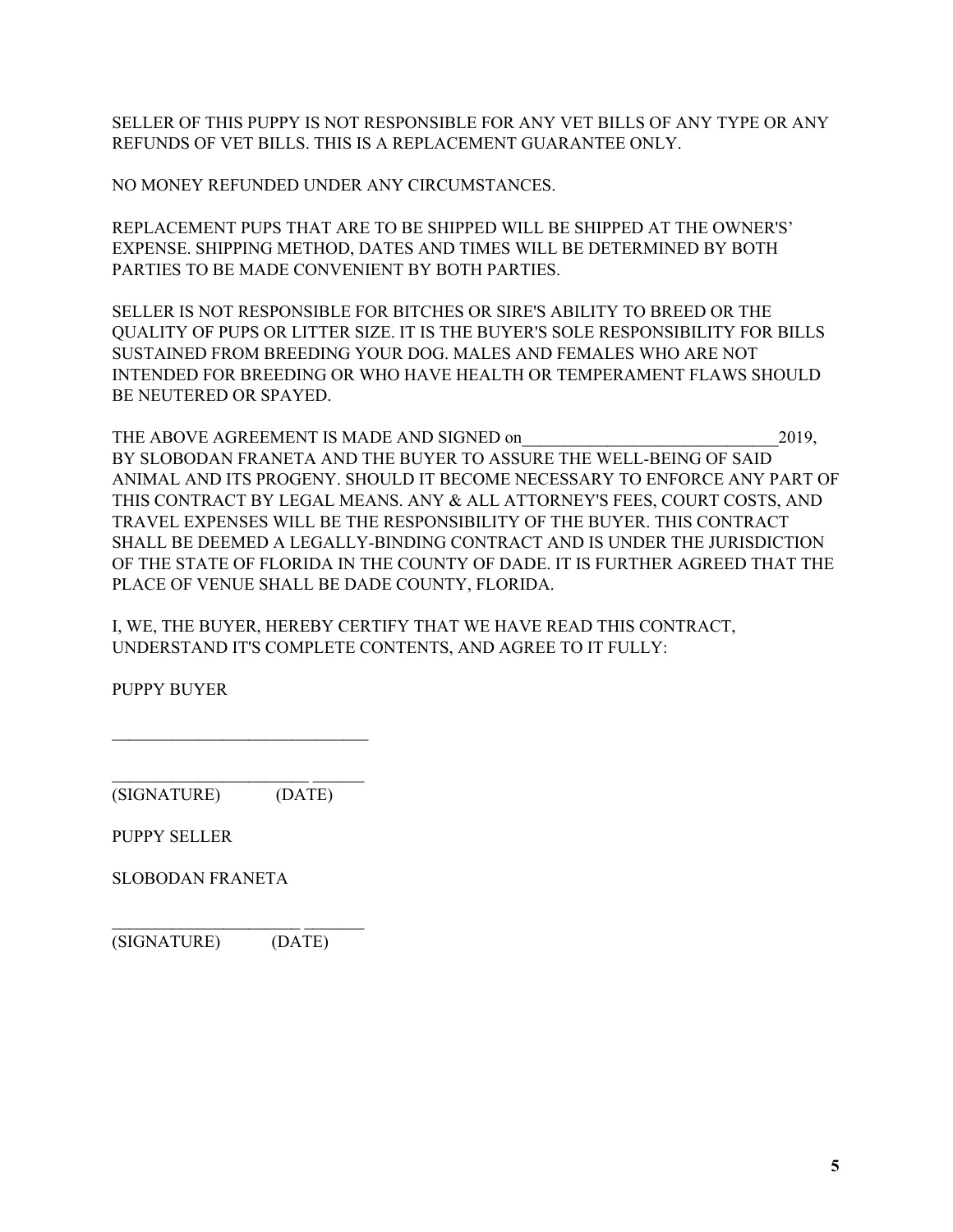SELLER OF THIS PUPPY IS NOT RESPONSIBLE FOR ANY VET BILLS OF ANY TYPE OR ANY REFUNDS OF VET BILLS. THIS IS A REPLACEMENT GUARANTEE ONLY.

NO MONEY REFUNDED UNDER ANY CIRCUMSTANCES.

REPLACEMENT PUPS THAT ARE TO BE SHIPPED WILL BE SHIPPED AT THE OWNER'S' EXPENSE. SHIPPING METHOD, DATES AND TIMES WILL BE DETERMINED BY BOTH PARTIES TO BE MADE CONVENIENT BY BOTH PARTIES.

SELLER IS NOT RESPONSIBLE FOR BITCHES OR SIRE'S ABILITY TO BREED OR THE QUALITY OF PUPS OR LITTER SIZE. IT IS THE BUYER'S SOLE RESPONSIBILITY FOR BILLS SUSTAINED FROM BREEDING YOUR DOG. MALES AND FEMALES WHO ARE NOT INTENDED FOR BREEDING OR WHO HAVE HEALTH OR TEMPERAMENT FLAWS SHOULD BE NEUTERED OR SPAYED.

THE ABOVE AGREEMENT IS MADE AND SIGNED on______________________________2019, BY SLOBODAN FRANETA AND THE BUYER TO ASSURE THE WELL-BEING OF SAID ANIMAL AND ITS PROGENY. SHOULD IT BECOME NECESSARY TO ENFORCE ANY PART OF THIS CONTRACT BY LEGAL MEANS. ANY & ALL ATTORNEY'S FEES, COURT COSTS, AND TRAVEL EXPENSES WILL BE THE RESPONSIBILITY OF THE BUYER. THIS CONTRACT SHALL BE DEEMED A LEGALLY-BINDING CONTRACT AND IS UNDER THE JURISDICTION OF THE STATE OF FLORIDA IN THE COUNTY OF DADE. IT IS FURTHER AGREED THAT THE PLACE OF VENUE SHALL BE DADE COUNTY, FLORIDA.

I, WE, THE BUYER, HEREBY CERTIFY THAT WE HAVE READ THIS CONTRACT, UNDERSTAND IT'S COMPLETE CONTENTS, AND AGREE TO IT FULLY:

PUPPY BUYER

______________________________

_______________________ ______
(SIGNATURE) (DATE)

PUPPY SELLER

SLOBODAN FRANETA

_____________________ _______
(SIGNATURE) (DATE)